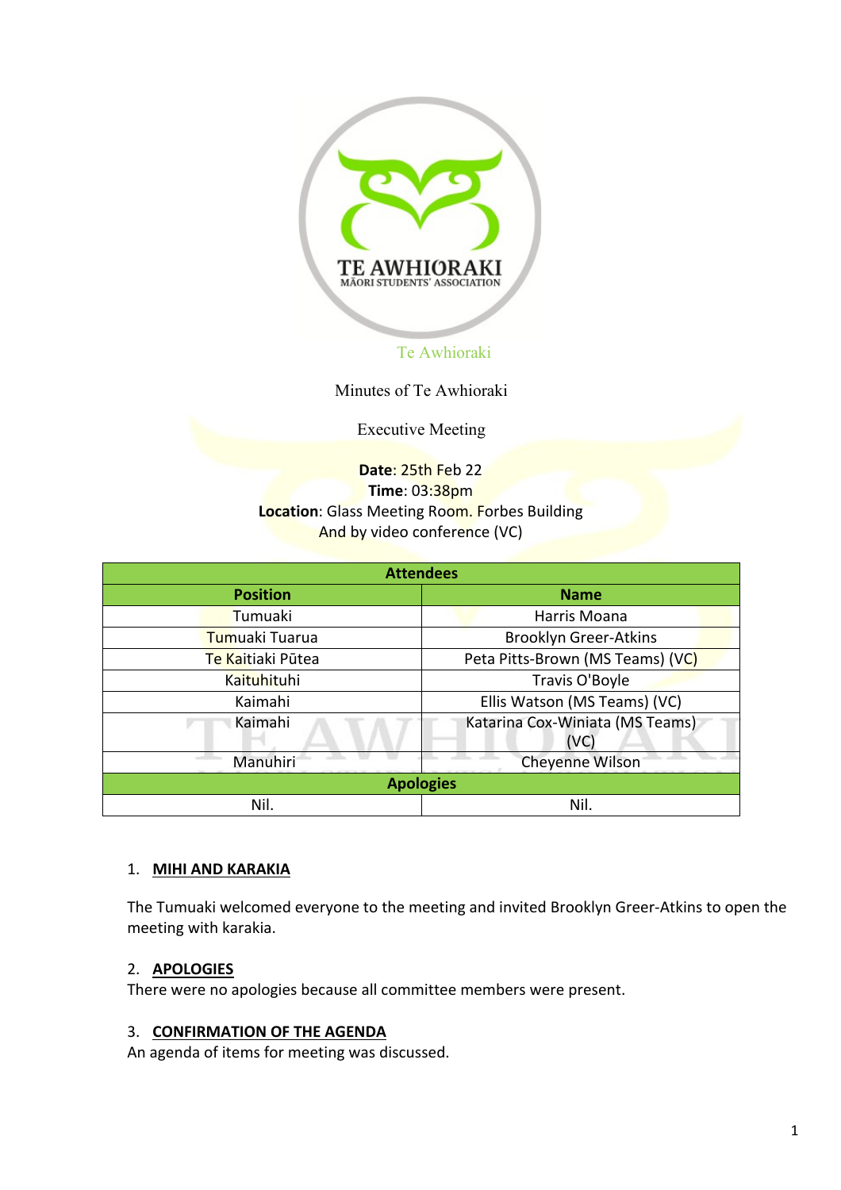Te Awhioraki

Minutes of Te Awhioraki

Executive Meeting

**Date**: 25th Feb 22
**Time**: 03:38pm
**Location**: Glass Meeting Room. Forbes Building
And by video conference (VC)

| Attendees | |
|---|---|
| **Position** | **Name** |
| Tumuaki | Harris Moana |
| Tumuaki Tuarua | Brooklyn Greer-Atkins |
| Te Kaitiaki Pūtea | Peta Pitts-Brown (MS Teams) (VC) |
| Kaituhituhi | Travis O'Boyle |
| Kaimahi | Ellis Watson (MS Teams) (VC) |
| Kaimahi | Katarina Cox-Winiata (MS Teams) (VC) |
| Manuhiri | Cheyenne Wilson |
| **Apologies** | |
| Nil. | Nil. |

1. **MIHI AND KARAKIA**

The Tumuaki welcomed everyone to the meeting and invited Brooklyn Greer-Atkins to open the meeting with karakia.

2. **APOLOGIES**

There were no apologies because all committee members were present.

3. **CONFIRMATION OF THE AGENDA**

An agenda of items for meeting was discussed.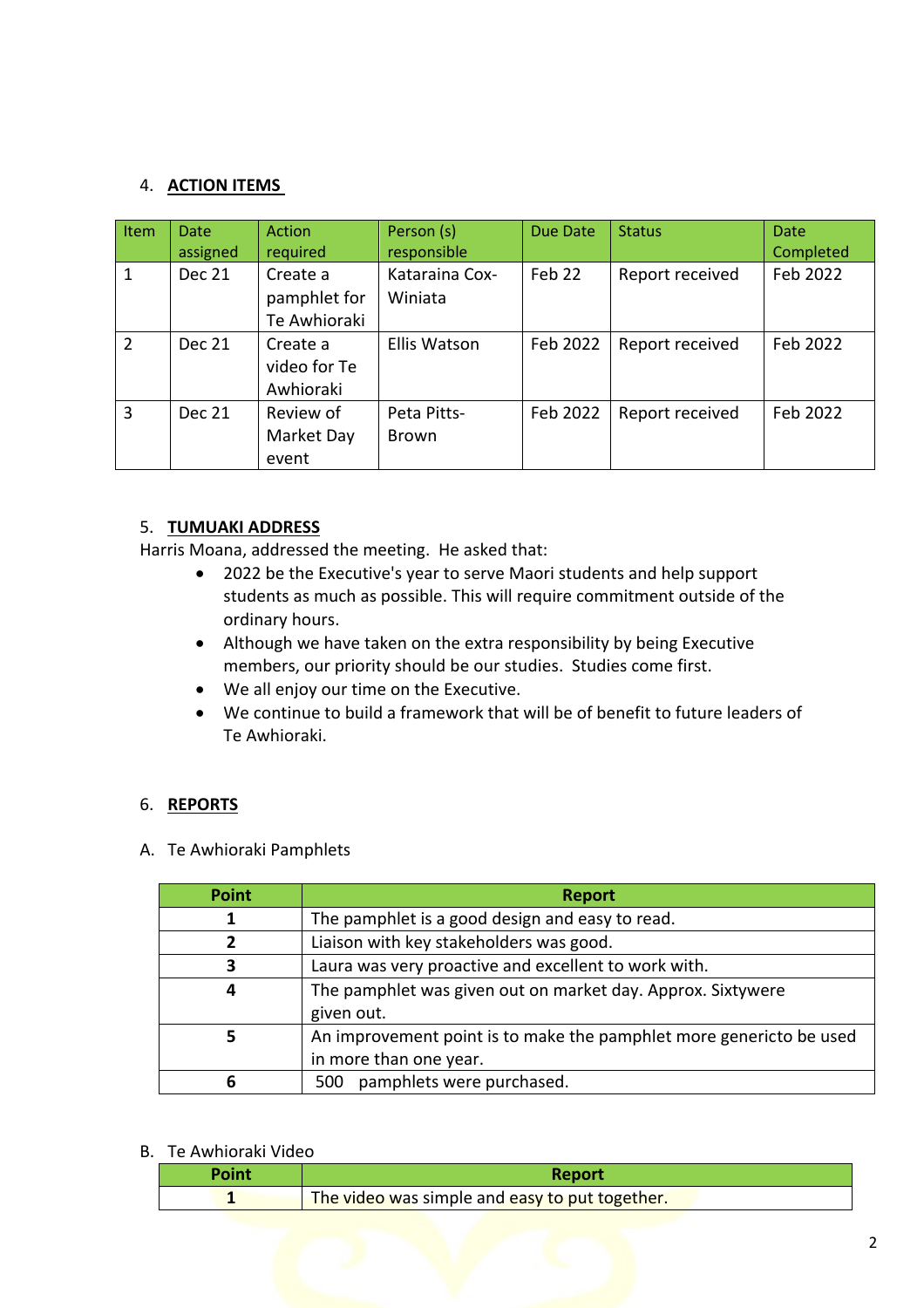4. **ACTION ITEMS**

| Item | Date assigned | Action required | Person (s) responsible | Due Date | Status | Date Completed |
|---|---|---|---|---|---|---|
| 1 | Dec 21 | Create a pamphlet for Te Awhioraki | Kataraina Cox-Winiata | Feb 22 | Report received | Feb 2022 |
| 2 | Dec 21 | Create a video for Te Awhioraki | Ellis Watson | Feb 2022 | Report received | Feb 2022 |
| 3 | Dec 21 | Review of Market Day event | Peta Pitts-Brown | Feb 2022 | Report received | Feb 2022 |

5. **TUMUAKI ADDRESS**

Harris Moana, addressed the meeting. He asked that:

- 2022 be the Executive's year to serve Maori students and help support students as much as possible. This will require commitment outside of the ordinary hours.
- Although we have taken on the extra responsibility by being Executive members, our priority should be our studies. Studies come first.
- We all enjoy our time on the Executive.
- We continue to build a framework that will be of benefit to future leaders of Te Awhioraki.

6. **REPORTS**

A. Te Awhioraki Pamphlets

| Point | Report |
|---|---|
| **1** | The pamphlet is a good design and easy to read. |
| **2** | Liaison with key stakeholders was good. |
| **3** | Laura was very proactive and excellent to work with. |
| **4** | The pamphlet was given out on market day. Approx. Sixtywere given out. |
| **5** | An improvement point is to make the pamphlet more genericto be used in more than one year. |
| **6** | 500 pamphlets were purchased. |

B. Te Awhioraki Video

| Point | Report |
|---|---|
| **1** | The video was simple and easy to put together. |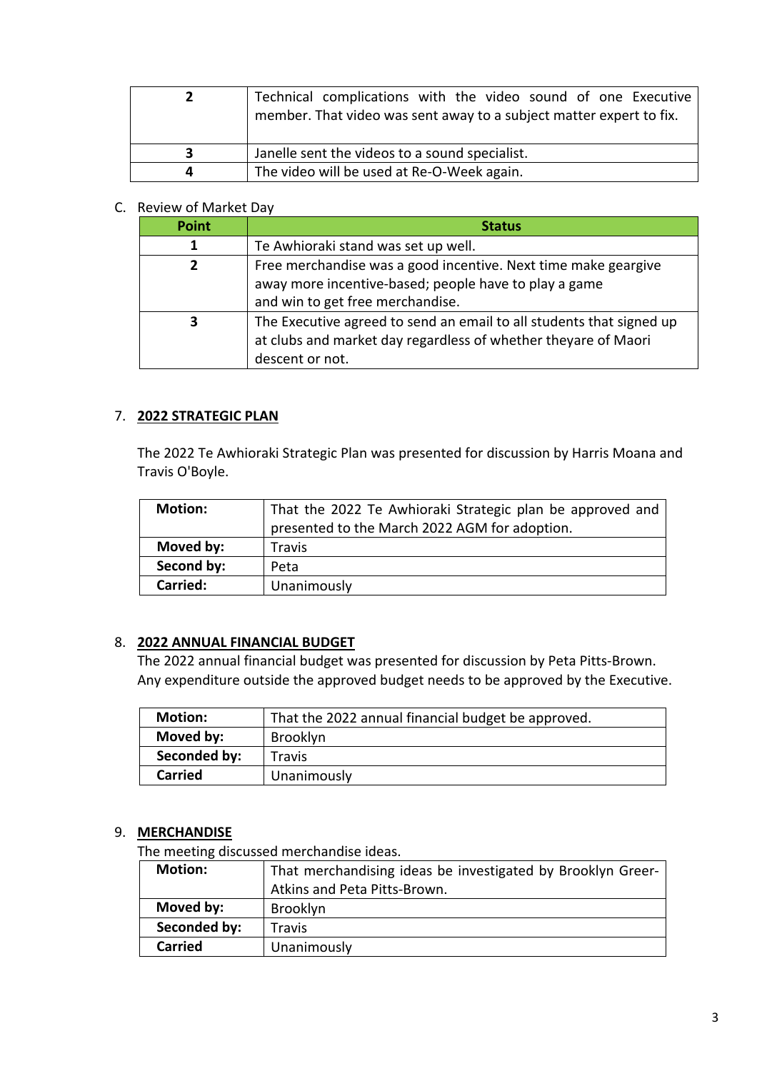| | |
|---|---|
| **2** | Technical complications with the video sound of one Executive member. That video was sent away to a subject matter expert to fix. |
| **3** | Janelle sent the videos to a sound specialist. |
| **4** | The video will be used at Re-O-Week again. |

C. Review of Market Day

| Point | Status |
|---|---|
| **1** | Te Awhioraki stand was set up well. |
| **2** | Free merchandise was a good incentive. Next time make geargive away more incentive-based; people have to play a game and win to get free merchandise. |
| **3** | The Executive agreed to send an email to all students that signed up at clubs and market day regardless of whether theyare of Maori descent or not. |

## 7. 2022 STRATEGIC PLAN

The 2022 Te Awhioraki Strategic Plan was presented for discussion by Harris Moana and Travis O'Boyle.

| | |
|---|---|
| **Motion:** | That the 2022 Te Awhioraki Strategic plan be approved and presented to the March 2022 AGM for adoption. |
| **Moved by:** | Travis |
| **Second by:** | Peta |
| **Carried:** | Unanimously |

## 8. 2022 ANNUAL FINANCIAL BUDGET

The 2022 annual financial budget was presented for discussion by Peta Pitts-Brown. Any expenditure outside the approved budget needs to be approved by the Executive.

| | |
|---|---|
| **Motion:** | That the 2022 annual financial budget be approved. |
| **Moved by:** | Brooklyn |
| **Seconded by:** | Travis |
| **Carried** | Unanimously |

## 9. MERCHANDISE

The meeting discussed merchandise ideas.

| | |
|---|---|
| **Motion:** | That merchandising ideas be investigated by Brooklyn Greer-Atkins and Peta Pitts-Brown. |
| **Moved by:** | Brooklyn |
| **Seconded by:** | Travis |
| **Carried** | Unanimously |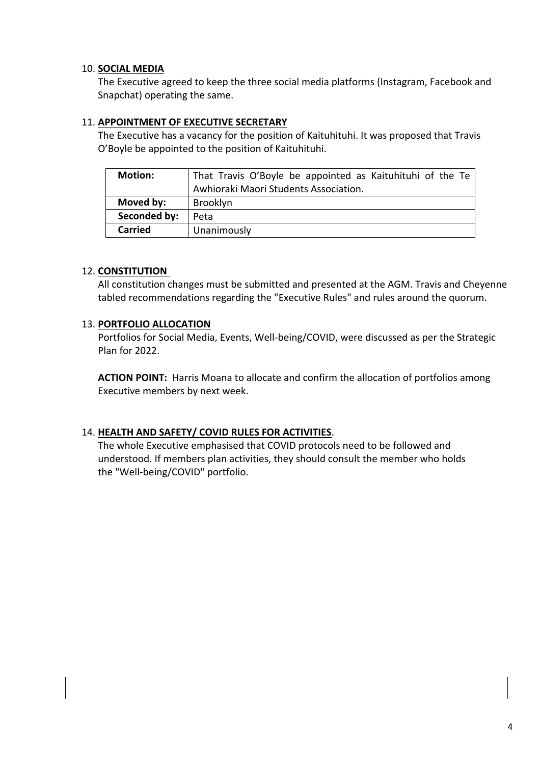10. **SOCIAL MEDIA**
    The Executive agreed to keep the three social media platforms (Instagram, Facebook and Snapchat) operating the same.

11. **APPOINTMENT OF EXECUTIVE SECRETARY**
    The Executive has a vacancy for the position of Kaituhituhi. It was proposed that Travis O'Boyle be appointed to the position of Kaituhituhi.

| **Motion:** | That Travis O'Boyle be appointed as Kaituhituhi of the Te Awhioraki Maori Students Association. |
|---|---|
| **Moved by:** | Brooklyn |
| **Seconded by:** | Peta |
| **Carried** | Unanimously |

12. **CONSTITUTION**
    All constitution changes must be submitted and presented at the AGM. Travis and Cheyenne tabled recommendations regarding the "Executive Rules" and rules around the quorum.

13. **PORTFOLIO ALLOCATION**
    Portfolios for Social Media, Events, Well-being/COVID, were discussed as per the Strategic Plan for 2022.

    **ACTION POINT:** Harris Moana to allocate and confirm the allocation of portfolios among Executive members by next week.

14. **HEALTH AND SAFETY/ COVID RULES FOR ACTIVITIES**.
    The whole Executive emphasised that COVID protocols need to be followed and understood. If members plan activities, they should consult the member who holds the "Well-being/COVID" portfolio.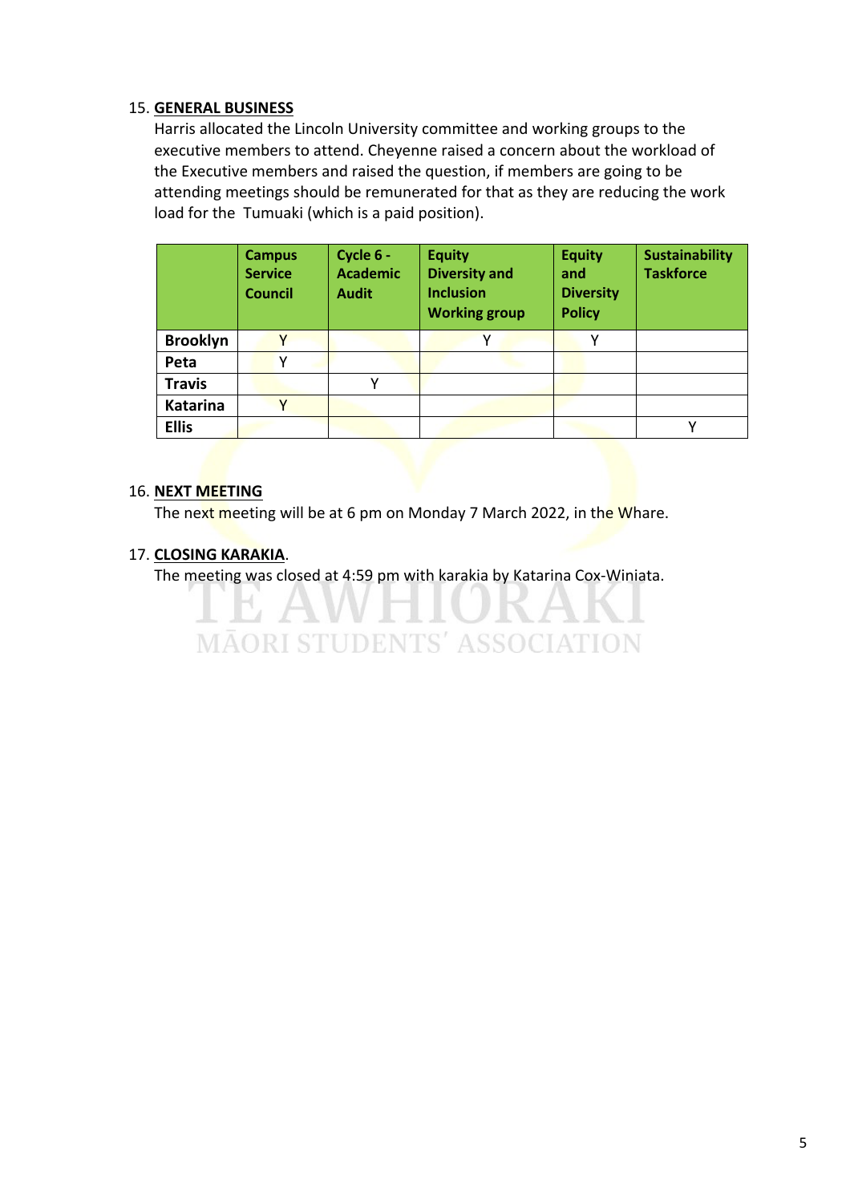15. **GENERAL BUSINESS**
    Harris allocated the Lincoln University committee and working groups to the executive members to attend. Cheyenne raised a concern about the workload of the Executive members and raised the question, if members are going to be attending meetings should be remunerated for that as they are reducing the work load for the Tumuaki (which is a paid position).

| | Campus Service Council | Cycle 6 - Academic Audit | Equity Diversity and Inclusion Working group | Equity and Diversity Policy | Sustainability Taskforce |
|---|---|---|---|---|---|
| **Brooklyn** | Y | | Y | Y | |
| **Peta** | Y | | | | |
| **Travis** | | Y | | | |
| **Katarina** | Y | | | | |
| **Ellis** | | | | | Y |

16. **NEXT MEETING**
    The next meeting will be at 6 pm on Monday 7 March 2022, in the Whare.

17. **CLOSING KARAKIA**.
    The meeting was closed at 4:59 pm with karakia by Katarina Cox-Winiata.